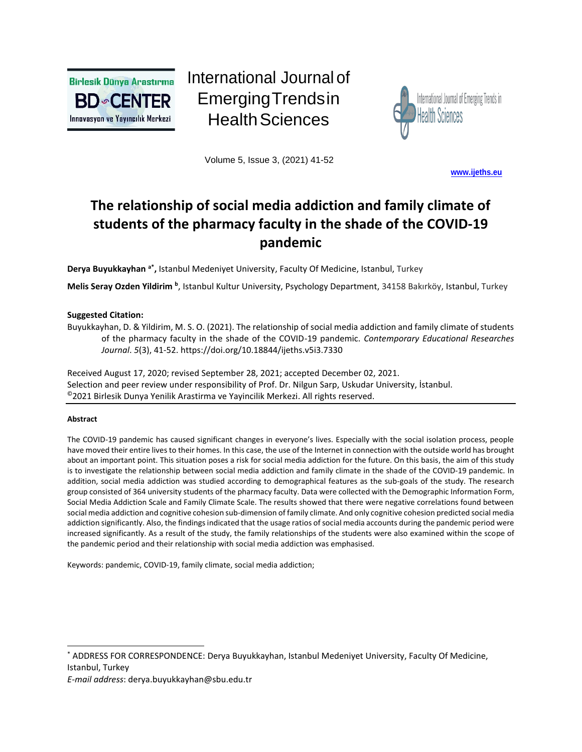International Journal of Emerging Trends in Health Sciences

Volume 5, Issue 3, (2021) 41-52

www.ijeths.eu

# The relationship of social media addiction and family climate of students of the pharmacy faculty in the shade of the COVID-19 pandemic

**Derya Buyukkayhan** [a*]**,** Istanbul Medeniyet University, Faculty Of Medicine, Istanbul, Turkey

**Melis Seray Ozden Yildirim** [b], Istanbul Kultur University, Psychology Department, 34158 Bakırköy, Istanbul, Turkey

**Suggested Citation:**

Buyukkayhan, D. & Yildirim, M. S. O. (2021). The relationship of social media addiction and family climate of students of the pharmacy faculty in the shade of the COVID-19 pandemic. *Contemporary Educational Researches Journal*. *5*(3), 41-52. https://doi.org/10.18844/ijeths.v5i3.7330

Received August 17, 2020; revised September 28, 2021; accepted December 02, 2021.
Selection and peer review under responsibility of Prof. Dr. Nilgun Sarp, Uskudar University, İstanbul.
©2021 Birlesik Dunya Yenilik Arastirma ve Yayincilik Merkezi. All rights reserved.

#### Abstract

The COVID-19 pandemic has caused significant changes in everyone's lives. Especially with the social isolation process, people have moved their entire lives to their homes. In this case, the use of the Internet in connection with the outside world has brought about an important point. This situation poses a risk for social media addiction for the future. On this basis, the aim of this study is to investigate the relationship between social media addiction and family climate in the shade of the COVID-19 pandemic. In addition, social media addiction was studied according to demographical features as the sub-goals of the study. The research group consisted of 364 university students of the pharmacy faculty. Data were collected with the Demographic Information Form, Social Media Addiction Scale and Family Climate Scale. The results showed that there were negative correlations found between social media addiction and cognitive cohesion sub-dimension of family climate. And only cognitive cohesion predicted social media addiction significantly. Also, the findings indicated that the usage ratios of social media accounts during the pandemic period were increased significantly. As a result of the study, the family relationships of the students were also examined within the scope of the pandemic period and their relationship with social media addiction was emphasised.

Keywords: pandemic, COVID-19, family climate, social media addiction;

---

* ADDRESS FOR CORRESPONDENCE: Derya Buyukkayhan, Istanbul Medeniyet University, Faculty Of Medicine, Istanbul, Turkey
*E-mail address*: derya.buyukkayhan@sbu.edu.tr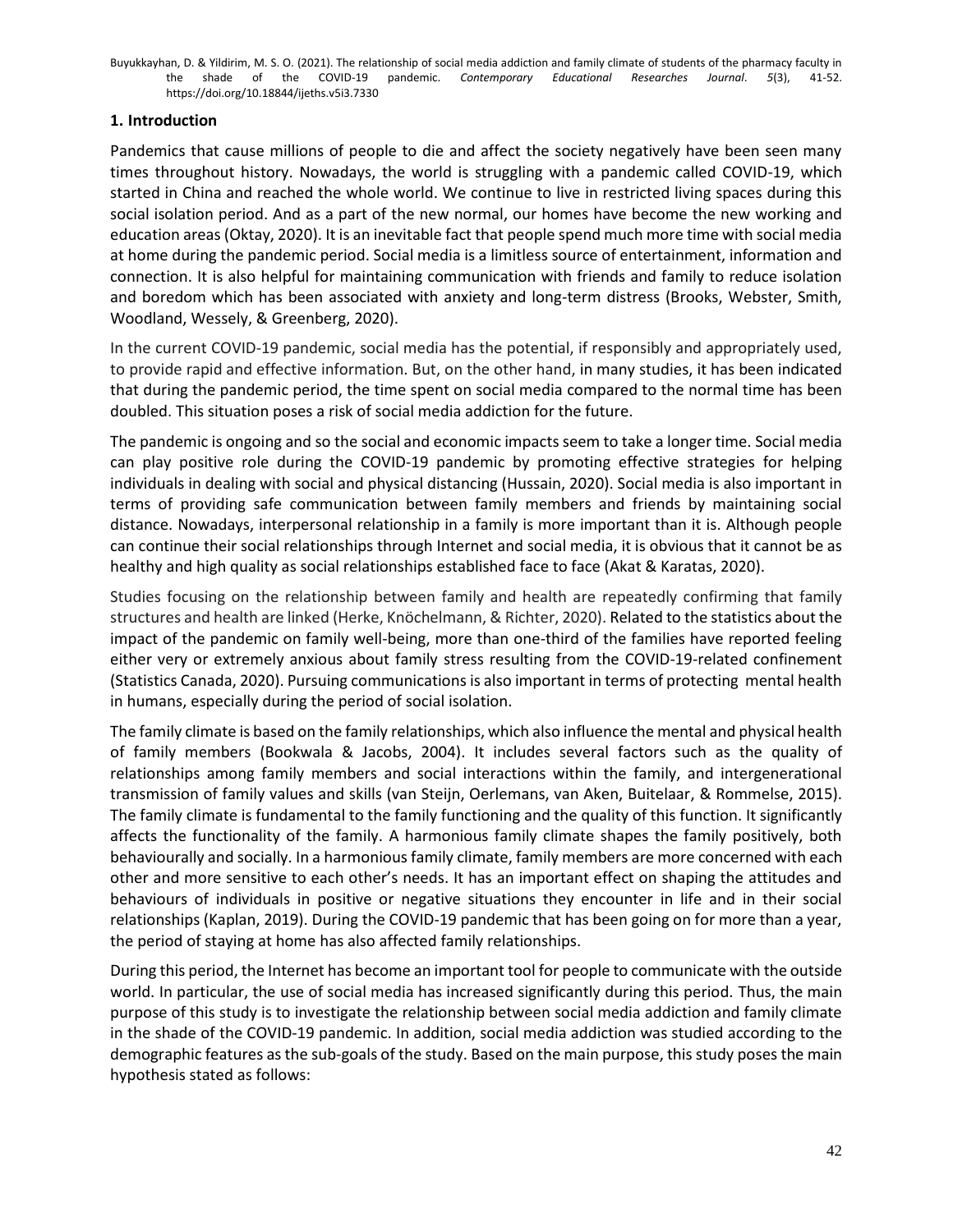## 1. Introduction

Pandemics that cause millions of people to die and affect the society negatively have been seen many times throughout history. Nowadays, the world is struggling with a pandemic called COVID-19, which started in China and reached the whole world. We continue to live in restricted living spaces during this social isolation period. And as a part of the new normal, our homes have become the new working and education areas (Oktay, 2020). It is an inevitable fact that people spend much more time with social media at home during the pandemic period. Social media is a limitless source of entertainment, information and connection. It is also helpful for maintaining communication with friends and family to reduce isolation and boredom which has been associated with anxiety and long-term distress (Brooks, Webster, Smith, Woodland, Wessely, & Greenberg, 2020).

In the current COVID-19 pandemic, social media has the potential, if responsibly and appropriately used, to provide rapid and effective information. But, on the other hand, in many studies, it has been indicated that during the pandemic period, the time spent on social media compared to the normal time has been doubled. This situation poses a risk of social media addiction for the future.

The pandemic is ongoing and so the social and economic impacts seem to take a longer time. Social media can play positive role during the COVID-19 pandemic by promoting effective strategies for helping individuals in dealing with social and physical distancing (Hussain, 2020). Social media is also important in terms of providing safe communication between family members and friends by maintaining social distance. Nowadays, interpersonal relationship in a family is more important than it is. Although people can continue their social relationships through Internet and social media, it is obvious that it cannot be as healthy and high quality as social relationships established face to face (Akat & Karatas, 2020).

Studies focusing on the relationship between family and health are repeatedly confirming that family structures and health are linked (Herke, Knöchelmann, & Richter, 2020). Related to the statistics about the impact of the pandemic on family well-being, more than one-third of the families have reported feeling either very or extremely anxious about family stress resulting from the COVID-19-related confinement (Statistics Canada, 2020). Pursuing communications is also important in terms of protecting mental health in humans, especially during the period of social isolation.

The family climate is based on the family relationships, which also influence the mental and physical health of family members (Bookwala & Jacobs, 2004). It includes several factors such as the quality of relationships among family members and social interactions within the family, and intergenerational transmission of family values and skills (van Steijn, Oerlemans, van Aken, Buitelaar, & Rommelse, 2015). The family climate is fundamental to the family functioning and the quality of this function. It significantly affects the functionality of the family. A harmonious family climate shapes the family positively, both behaviourally and socially. In a harmonious family climate, family members are more concerned with each other and more sensitive to each other's needs. It has an important effect on shaping the attitudes and behaviours of individuals in positive or negative situations they encounter in life and in their social relationships (Kaplan, 2019). During the COVID-19 pandemic that has been going on for more than a year, the period of staying at home has also affected family relationships.

During this period, the Internet has become an important tool for people to communicate with the outside world. In particular, the use of social media has increased significantly during this period. Thus, the main purpose of this study is to investigate the relationship between social media addiction and family climate in the shade of the COVID-19 pandemic. In addition, social media addiction was studied according to the demographic features as the sub-goals of the study. Based on the main purpose, this study poses the main hypothesis stated as follows: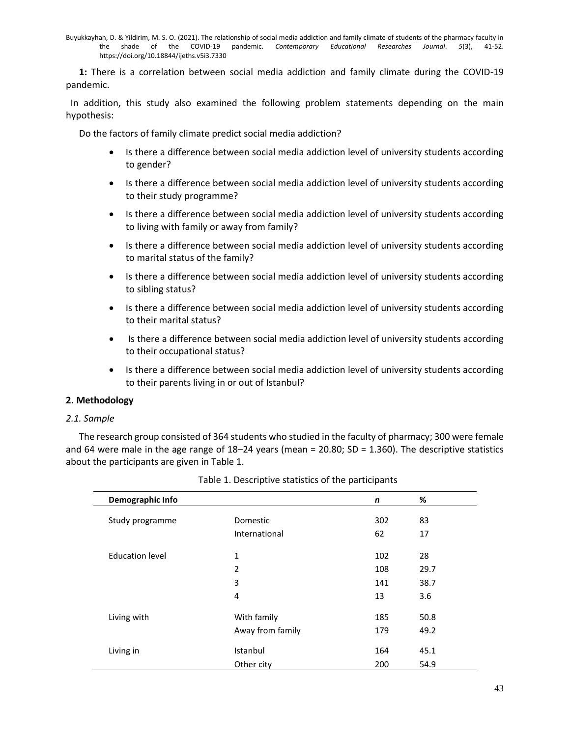**1:** There is a correlation between social media addiction and family climate during the COVID-19 pandemic.

In addition, this study also examined the following problem statements depending on the main hypothesis:

Do the factors of family climate predict social media addiction?

- Is there a difference between social media addiction level of university students according to gender?
- Is there a difference between social media addiction level of university students according to their study programme?
- Is there a difference between social media addiction level of university students according to living with family or away from family?
- Is there a difference between social media addiction level of university students according to marital status of the family?
- Is there a difference between social media addiction level of university students according to sibling status?
- Is there a difference between social media addiction level of university students according to their marital status?
- Is there a difference between social media addiction level of university students according to their occupational status?
- Is there a difference between social media addiction level of university students according to their parents living in or out of Istanbul?

## 2. Methodology

### *2.1. Sample*

The research group consisted of 364 students who studied in the faculty of pharmacy; 300 were female and 64 were male in the age range of 18–24 years (mean = 20.80; SD = 1.360). The descriptive statistics about the participants are given in Table 1.

Table 1. Descriptive statistics of the participants

| **Demographic Info** | | ***n*** | **%** |
|---|---|---|---|
| Study programme | Domestic | 302 | 83 |
| | International | 62 | 17 |
| Education level | 1 | 102 | 28 |
| | 2 | 108 | 29.7 |
| | 3 | 141 | 38.7 |
| | 4 | 13 | 3.6 |
| Living with | With family | 185 | 50.8 |
| | Away from family | 179 | 49.2 |
| Living in | Istanbul | 164 | 45.1 |
| | Other city | 200 | 54.9 |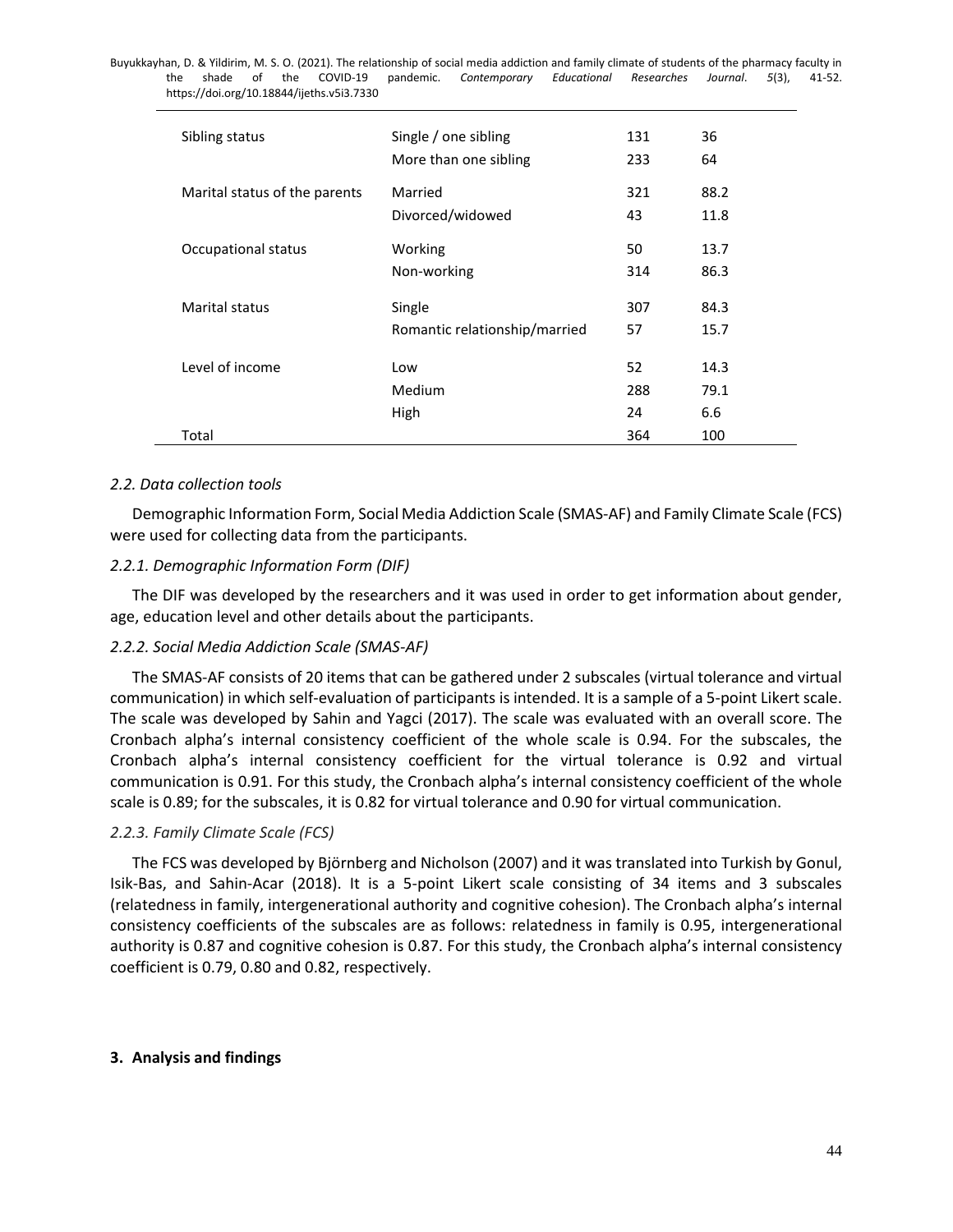| | | | |
|---|---|---|---|
| Sibling status | Single / one sibling | 131 | 36 |
| | More than one sibling | 233 | 64 |
| Marital status of the parents | Married | 321 | 88.2 |
| | Divorced/widowed | 43 | 11.8 |
| Occupational status | Working | 50 | 13.7 |
| | Non-working | 314 | 86.3 |
| Marital status | Single | 307 | 84.3 |
| | Romantic relationship/married | 57 | 15.7 |
| Level of income | Low | 52 | 14.3 |
| | Medium | 288 | 79.1 |
| | High | 24 | 6.6 |
| Total | | 364 | 100 |

### *2.2. Data collection tools*

Demographic Information Form, Social Media Addiction Scale (SMAS-AF) and Family Climate Scale (FCS) were used for collecting data from the participants.

#### *2.2.1. Demographic Information Form (DIF)*

The DIF was developed by the researchers and it was used in order to get information about gender, age, education level and other details about the participants.

#### *2.2.2. Social Media Addiction Scale (SMAS-AF)*

The SMAS-AF consists of 20 items that can be gathered under 2 subscales (virtual tolerance and virtual communication) in which self-evaluation of participants is intended. It is a sample of a 5-point Likert scale. The scale was developed by Sahin and Yagci (2017). The scale was evaluated with an overall score. The Cronbach alpha's internal consistency coefficient of the whole scale is 0.94. For the subscales, the Cronbach alpha's internal consistency coefficient for the virtual tolerance is 0.92 and virtual communication is 0.91. For this study, the Cronbach alpha's internal consistency coefficient of the whole scale is 0.89; for the subscales, it is 0.82 for virtual tolerance and 0.90 for virtual communication.

#### *2.2.3. Family Climate Scale (FCS)*

The FCS was developed by Björnberg and Nicholson (2007) and it was translated into Turkish by Gonul, Isik-Bas, and Sahin-Acar (2018). It is a 5-point Likert scale consisting of 34 items and 3 subscales (relatedness in family, intergenerational authority and cognitive cohesion). The Cronbach alpha's internal consistency coefficients of the subscales are as follows: relatedness in family is 0.95, intergenerational authority is 0.87 and cognitive cohesion is 0.87. For this study, the Cronbach alpha's internal consistency coefficient is 0.79, 0.80 and 0.82, respectively.

## **3. Analysis and findings**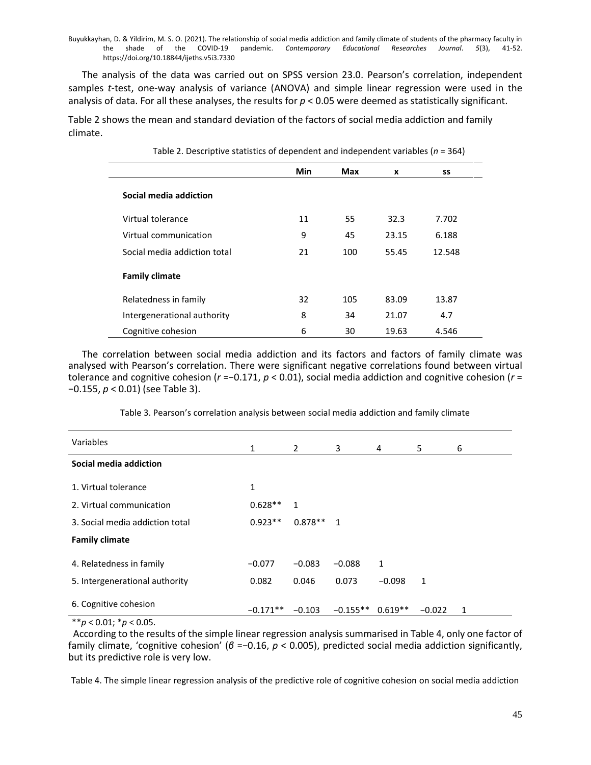The analysis of the data was carried out on SPSS version 23.0. Pearson's correlation, independent samples *t*-test, one-way analysis of variance (ANOVA) and simple linear regression were used in the analysis of data. For all these analyses, the results for $p < 0.05$ were deemed as statistically significant.

Table 2 shows the mean and standard deviation of the factors of social media addiction and family climate.

Table 2. Descriptive statistics of dependent and independent variables ($n$ = 364)

| | Min | Max | x | ss |
|---|---|---|---|---|
| **Social media addiction** | | | | |
| Virtual tolerance | 11 | 55 | 32.3 | 7.702 |
| Virtual communication | 9 | 45 | 23.15 | 6.188 |
| Social media addiction total | 21 | 100 | 55.45 | 12.548 |
| **Family climate** | | | | |
| Relatedness in family | 32 | 105 | 83.09 | 13.87 |
| Intergenerational authority | 8 | 34 | 21.07 | 4.7 |
| Cognitive cohesion | 6 | 30 | 19.63 | 4.546 |

The correlation between social media addiction and its factors and factors of family climate was analysed with Pearson's correlation. There were significant negative correlations found between virtual tolerance and cognitive cohesion ($r$ =−0.171, $p < 0.01$), social media addiction and cognitive cohesion ($r$ = −0.155, $p < 0.01$) (see Table 3).

Table 3. Pearson's correlation analysis between social media addiction and family climate

| Variables | 1 | 2 | 3 | 4 | 5 | 6 |
|---|---|---|---|---|---|---|
| **Social media addiction** | | | | | | |
| 1. Virtual tolerance | 1 | | | | | |
| 2. Virtual communication | 0.628** | 1 | | | | |
| 3. Social media addiction total | 0.923** | 0.878** | 1 | | | |
| **Family climate** | | | | | | |
| 4. Relatedness in family | −0.077 | −0.083 | −0.088 | 1 | | |
| 5. Intergenerational authority | 0.082 | 0.046 | 0.073 | −0.098 | 1 | |
| 6. Cognitive cohesion | −0.171** | −0.103 | −0.155** | 0.619** | −0.022 | 1 |

**$p < 0.01$; *$p < 0.05$.

According to the results of the simple linear regression analysis summarised in Table 4, only one factor of family climate, 'cognitive cohesion' ($\beta$ =−0.16, $p < 0.005$), predicted social media addiction significantly, but its predictive role is very low.

Table 4. The simple linear regression analysis of the predictive role of cognitive cohesion on social media addiction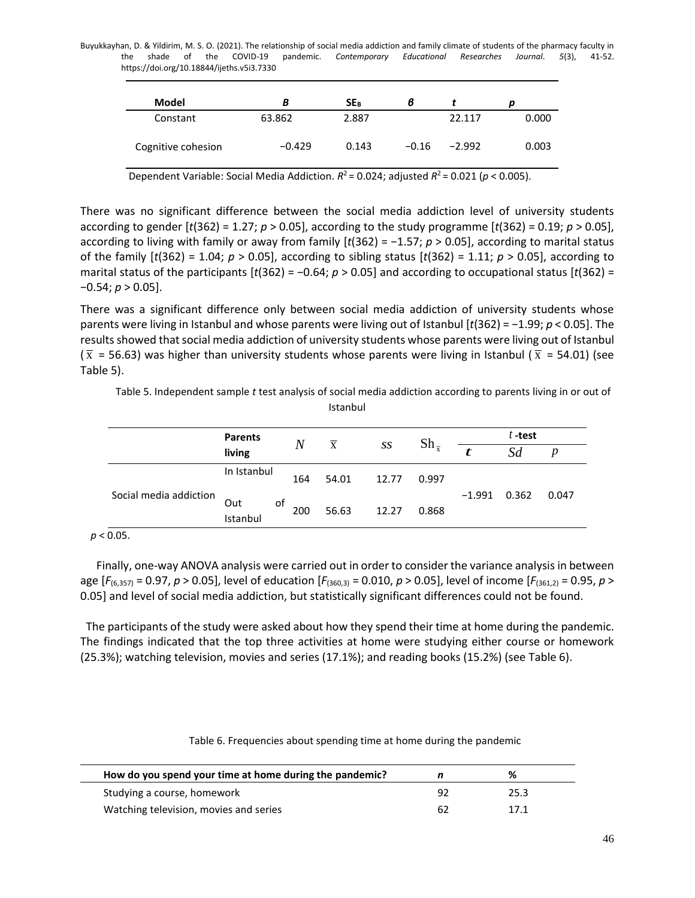| Model | B | $SE_B$ | β | t | p |
|---|---|---|---|---|---|
| Constant | 63.862 | 2.887 | | 22.117 | 0.000 |
| Cognitive cohesion | −0.429 | 0.143 | −0.16 | −2.992 | 0.003 |

Dependent Variable: Social Media Addiction. $R^2 = 0.024$; adjusted $R^2 = 0.021$ ($p < 0.005$).

There was no significant difference between the social media addiction level of university students according to gender [$t(362) = 1.27$; $p > 0.05$], according to the study programme [$t(362) = 0.19$; $p > 0.05$], according to living with family or away from family [$t(362) = -1.57$; $p > 0.05$], according to marital status of the family [$t(362) = 1.04$; $p > 0.05$], according to sibling status [$t(362) = 1.11$; $p > 0.05$], according to marital status of the participants [$t(362) = -0.64$; $p > 0.05$] and according to occupational status [$t(362) = -0.54$; $p > 0.05$].

There was a significant difference only between social media addiction of university students whose parents were living in Istanbul and whose parents were living out of Istanbul [$t(362) = -1.99$; $p < 0.05$]. The results showed that social media addiction of university students whose parents were living out of Istanbul ($\bar{x} = 56.63$) was higher than university students whose parents were living in Istanbul ($\bar{x} = 54.01$) (see Table 5).

Table 5. Independent sample *t* test analysis of social media addiction according to parents living in or out of Istanbul

| | Parents living | N | $\bar{x}$ | ss | $Sh_{\bar{x}}$ | *t*-test | | |
|---|---|---|---|---|---|---|---|---|
| | | | | | | *t* | Sd | p |
| Social media addiction | In Istanbul | 164 | 54.01 | 12.77 | 0.997 | −1.991 | 0.362 | 0.047 |
| | Out of Istanbul | 200 | 56.63 | 12.27 | 0.868 | | | |

$p < 0.05$.

Finally, one-way ANOVA analysis were carried out in order to consider the variance analysis in between age [$F_{(6,357)} = 0.97$, $p > 0.05$], level of education [$F_{(360,3)} = 0.010$, $p > 0.05$], level of income [$F_{(361,2)} = 0.95$, $p > 0.05$] and level of social media addiction, but statistically significant differences could not be found.

The participants of the study were asked about how they spend their time at home during the pandemic. The findings indicated that the top three activities at home were studying either course or homework (25.3%); watching television, movies and series (17.1%); and reading books (15.2%) (see Table 6).

Table 6. Frequencies about spending time at home during the pandemic

| How do you spend your time at home during the pandemic? | n | % |
|---|---|---|
| Studying a course, homework | 92 | 25.3 |
| Watching television, movies and series | 62 | 17.1 |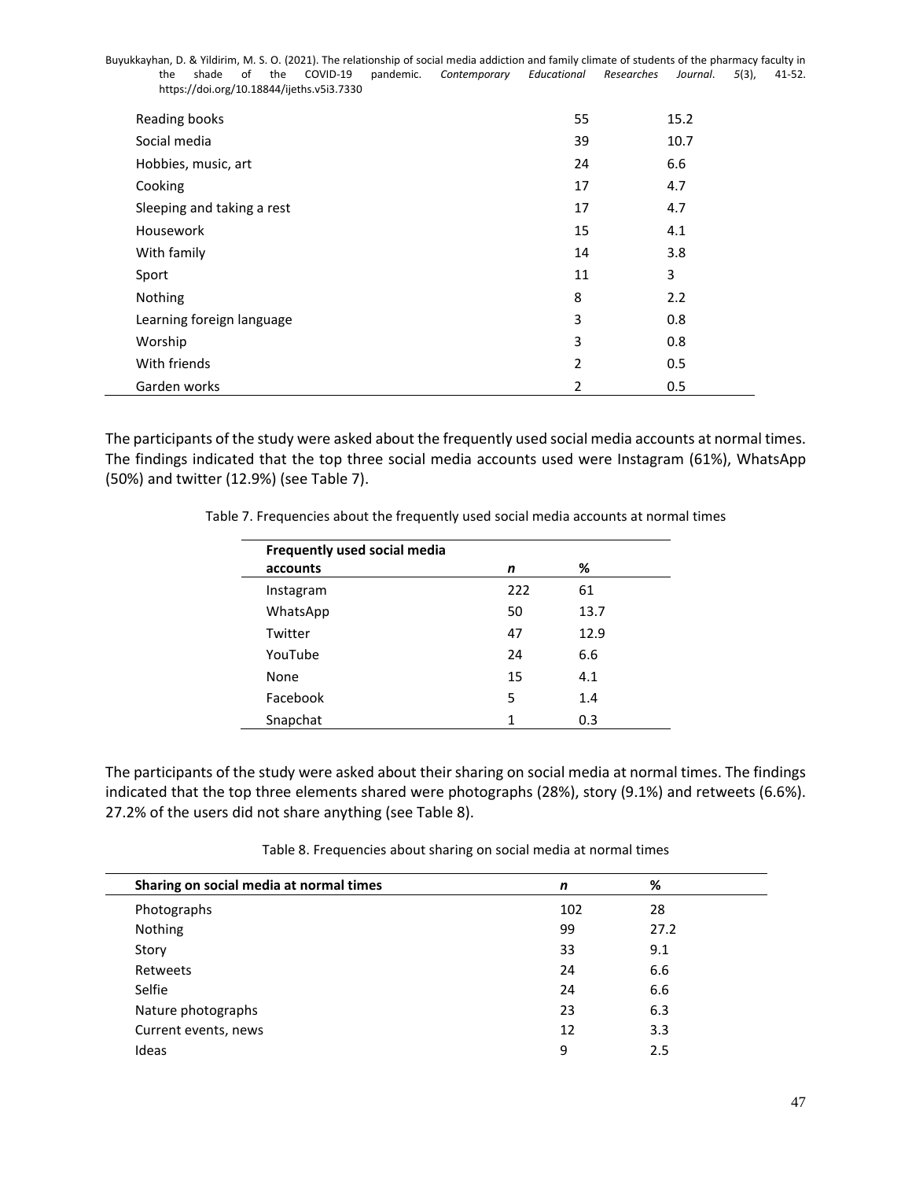| | | |
|---|---|---|
| Reading books | 55 | 15.2 |
| Social media | 39 | 10.7 |
| Hobbies, music, art | 24 | 6.6 |
| Cooking | 17 | 4.7 |
| Sleeping and taking a rest | 17 | 4.7 |
| Housework | 15 | 4.1 |
| With family | 14 | 3.8 |
| Sport | 11 | 3 |
| Nothing | 8 | 2.2 |
| Learning foreign language | 3 | 0.8 |
| Worship | 3 | 0.8 |
| With friends | 2 | 0.5 |
| Garden works | 2 | 0.5 |

The participants of the study were asked about the frequently used social media accounts at normal times. The findings indicated that the top three social media accounts used were Instagram (61%), WhatsApp (50%) and twitter (12.9%) (see Table 7).

Table 7. Frequencies about the frequently used social media accounts at normal times

| **Frequently used social media accounts** | ***n*** | **%** |
|---|---|---|
| Instagram | 222 | 61 |
| WhatsApp | 50 | 13.7 |
| Twitter | 47 | 12.9 |
| YouTube | 24 | 6.6 |
| None | 15 | 4.1 |
| Facebook | 5 | 1.4 |
| Snapchat | 1 | 0.3 |

The participants of the study were asked about their sharing on social media at normal times. The findings indicated that the top three elements shared were photographs (28%), story (9.1%) and retweets (6.6%). 27.2% of the users did not share anything (see Table 8).

Table 8. Frequencies about sharing on social media at normal times

| **Sharing on social media at normal times** | ***n*** | **%** |
|---|---|---|
| Photographs | 102 | 28 |
| Nothing | 99 | 27.2 |
| Story | 33 | 9.1 |
| Retweets | 24 | 6.6 |
| Selfie | 24 | 6.6 |
| Nature photographs | 23 | 6.3 |
| Current events, news | 12 | 3.3 |
| Ideas | 9 | 2.5 |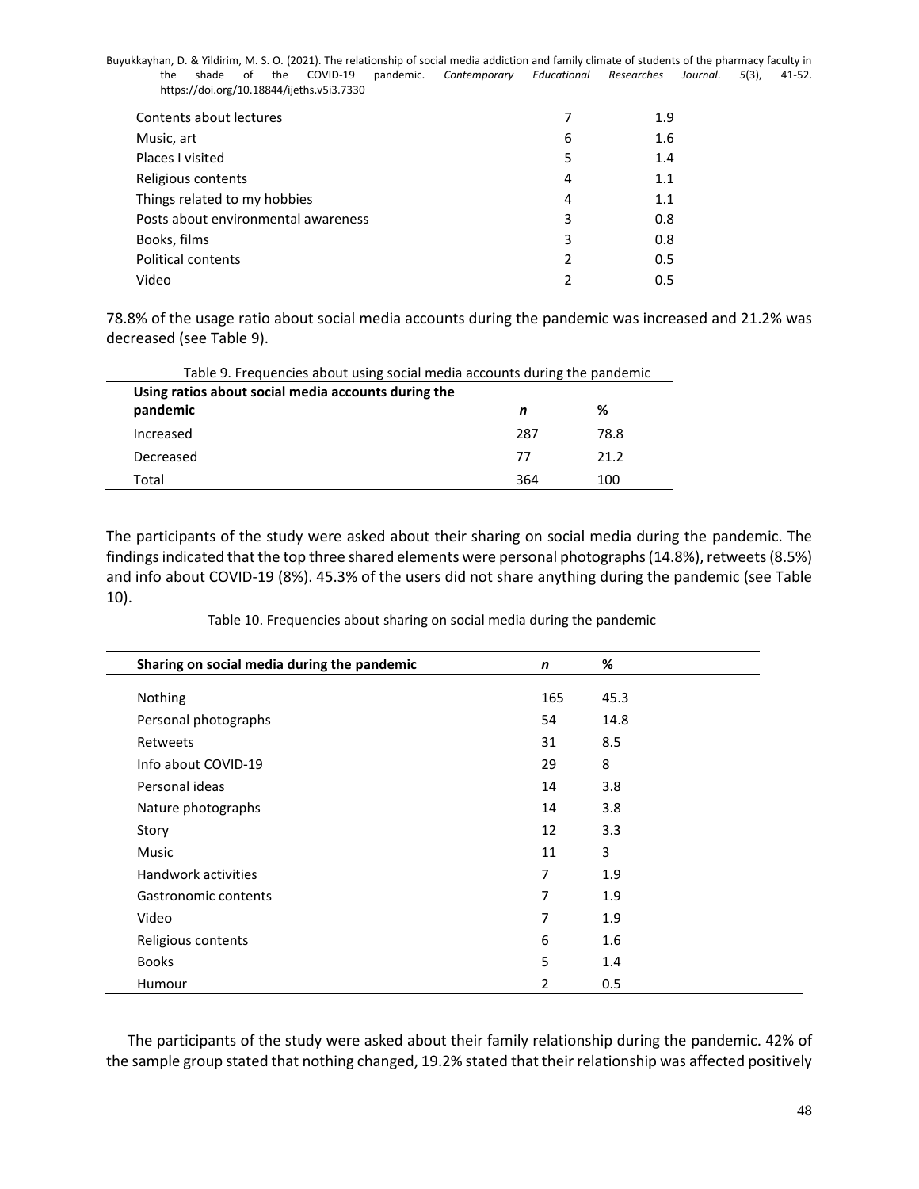| | | |
|---|---|---|
| Contents about lectures | 7 | 1.9 |
| Music, art | 6 | 1.6 |
| Places I visited | 5 | 1.4 |
| Religious contents | 4 | 1.1 |
| Things related to my hobbies | 4 | 1.1 |
| Posts about environmental awareness | 3 | 0.8 |
| Books, films | 3 | 0.8 |
| Political contents | 2 | 0.5 |
| Video | 2 | 0.5 |

78.8% of the usage ratio about social media accounts during the pandemic was increased and 21.2% was decreased (see Table 9).

Table 9. Frequencies about using social media accounts during the pandemic

| Using ratios about social media accounts during the pandemic | *n* | % |
|---|---|---|
| Increased | 287 | 78.8 |
| Decreased | 77 | 21.2 |
| Total | 364 | 100 |

The participants of the study were asked about their sharing on social media during the pandemic. The findings indicated that the top three shared elements were personal photographs (14.8%), retweets (8.5%) and info about COVID-19 (8%). 45.3% of the users did not share anything during the pandemic (see Table 10).

Table 10. Frequencies about sharing on social media during the pandemic

| Sharing on social media during the pandemic | *n* | % |
|---|---|---|
| Nothing | 165 | 45.3 |
| Personal photographs | 54 | 14.8 |
| Retweets | 31 | 8.5 |
| Info about COVID-19 | 29 | 8 |
| Personal ideas | 14 | 3.8 |
| Nature photographs | 14 | 3.8 |
| Story | 12 | 3.3 |
| Music | 11 | 3 |
| Handwork activities | 7 | 1.9 |
| Gastronomic contents | 7 | 1.9 |
| Video | 7 | 1.9 |
| Religious contents | 6 | 1.6 |
| Books | 5 | 1.4 |
| Humour | 2 | 0.5 |

The participants of the study were asked about their family relationship during the pandemic. 42% of the sample group stated that nothing changed, 19.2% stated that their relationship was affected positively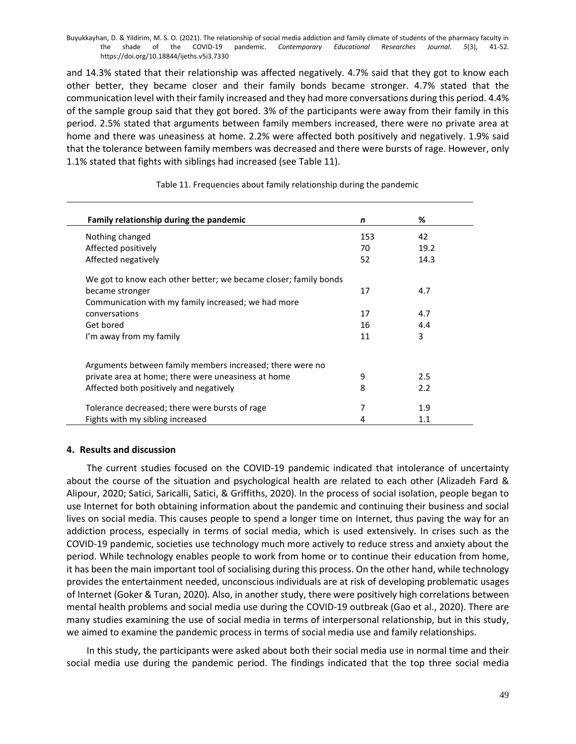and 14.3% stated that their relationship was affected negatively. 4.7% said that they got to know each other better, they became closer and their family bonds became stronger. 4.7% stated that the communication level with their family increased and they had more conversations during this period. 4.4% of the sample group said that they got bored. 3% of the participants were away from their family in this period. 2.5% stated that arguments between family members increased, there were no private area at home and there was uneasiness at home. 2.2% were affected both positively and negatively. 1.9% said that the tolerance between family members was decreased and there were bursts of rage. However, only 1.1% stated that fights with siblings had increased (see Table 11).

Table 11. Frequencies about family relationship during the pandemic

| Family relationship during the pandemic | *n* | % |
|---|---|---|
| Nothing changed | 153 | 42 |
| Affected positively | 70 | 19.2 |
| Affected negatively | 52 | 14.3 |
| We got to know each other better; we became closer; family bonds became stronger | 17 | 4.7 |
| Communication with my family increased; we had more conversations | 17 | 4.7 |
| Get bored | 16 | 4.4 |
| I'm away from my family | 11 | 3 |
| Arguments between family members increased; there were no private area at home; there were uneasiness at home | 9 | 2.5 |
| Affected both positively and negatively | 8 | 2.2 |
| Tolerance decreased; there were bursts of rage | 7 | 1.9 |
| Fights with my sibling increased | 4 | 1.1 |

## 4. Results and discussion

The current studies focused on the COVID-19 pandemic indicated that intolerance of uncertainty about the course of the situation and psychological health are related to each other (Alizadeh Fard & Alipour, 2020; Satici, Saricalli, Satici, & Griffiths, 2020). In the process of social isolation, people began to use Internet for both obtaining information about the pandemic and continuing their business and social lives on social media. This causes people to spend a longer time on Internet, thus paving the way for an addiction process, especially in terms of social media, which is used extensively. In crises such as the COVID-19 pandemic, societies use technology much more actively to reduce stress and anxiety about the period. While technology enables people to work from home or to continue their education from home, it has been the main important tool of socialising during this process. On the other hand, while technology provides the entertainment needed, unconscious individuals are at risk of developing problematic usages of Internet (Goker & Turan, 2020). Also, in another study, there were positively high correlations between mental health problems and social media use during the COVID-19 outbreak (Gao et al., 2020). There are many studies examining the use of social media in terms of interpersonal relationship, but in this study, we aimed to examine the pandemic process in terms of social media use and family relationships.

In this study, the participants were asked about both their social media use in normal time and their social media use during the pandemic period. The findings indicated that the top three social media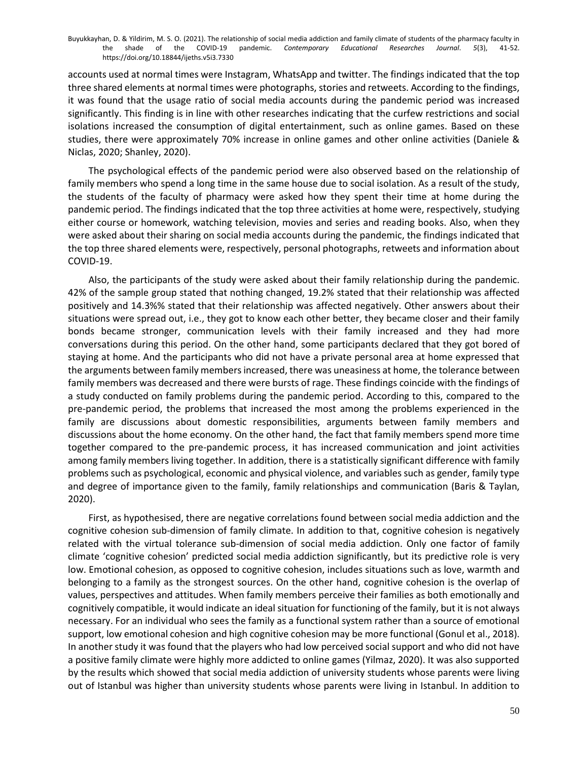accounts used at normal times were Instagram, WhatsApp and twitter. The findings indicated that the top three shared elements at normal times were photographs, stories and retweets. According to the findings, it was found that the usage ratio of social media accounts during the pandemic period was increased significantly. This finding is in line with other researches indicating that the curfew restrictions and social isolations increased the consumption of digital entertainment, such as online games. Based on these studies, there were approximately 70% increase in online games and other online activities (Daniele & Niclas, 2020; Shanley, 2020).

The psychological effects of the pandemic period were also observed based on the relationship of family members who spend a long time in the same house due to social isolation. As a result of the study, the students of the faculty of pharmacy were asked how they spent their time at home during the pandemic period. The findings indicated that the top three activities at home were, respectively, studying either course or homework, watching television, movies and series and reading books. Also, when they were asked about their sharing on social media accounts during the pandemic, the findings indicated that the top three shared elements were, respectively, personal photographs, retweets and information about COVID-19.

Also, the participants of the study were asked about their family relationship during the pandemic. 42% of the sample group stated that nothing changed, 19.2% stated that their relationship was affected positively and 14.3%% stated that their relationship was affected negatively. Other answers about their situations were spread out, i.e., they got to know each other better, they became closer and their family bonds became stronger, communication levels with their family increased and they had more conversations during this period. On the other hand, some participants declared that they got bored of staying at home. And the participants who did not have a private personal area at home expressed that the arguments between family members increased, there was uneasiness at home, the tolerance between family members was decreased and there were bursts of rage. These findings coincide with the findings of a study conducted on family problems during the pandemic period. According to this, compared to the pre-pandemic period, the problems that increased the most among the problems experienced in the family are discussions about domestic responsibilities, arguments between family members and discussions about the home economy. On the other hand, the fact that family members spend more time together compared to the pre-pandemic process, it has increased communication and joint activities among family members living together. In addition, there is a statistically significant difference with family problems such as psychological, economic and physical violence, and variables such as gender, family type and degree of importance given to the family, family relationships and communication (Baris & Taylan, 2020).

First, as hypothesised, there are negative correlations found between social media addiction and the cognitive cohesion sub-dimension of family climate. In addition to that, cognitive cohesion is negatively related with the virtual tolerance sub-dimension of social media addiction. Only one factor of family climate 'cognitive cohesion' predicted social media addiction significantly, but its predictive role is very low. Emotional cohesion, as opposed to cognitive cohesion, includes situations such as love, warmth and belonging to a family as the strongest sources. On the other hand, cognitive cohesion is the overlap of values, perspectives and attitudes. When family members perceive their families as both emotionally and cognitively compatible, it would indicate an ideal situation for functioning of the family, but it is not always necessary. For an individual who sees the family as a functional system rather than a source of emotional support, low emotional cohesion and high cognitive cohesion may be more functional (Gonul et al., 2018). In another study it was found that the players who had low perceived social support and who did not have a positive family climate were highly more addicted to online games (Yilmaz, 2020). It was also supported by the results which showed that social media addiction of university students whose parents were living out of Istanbul was higher than university students whose parents were living in Istanbul. In addition to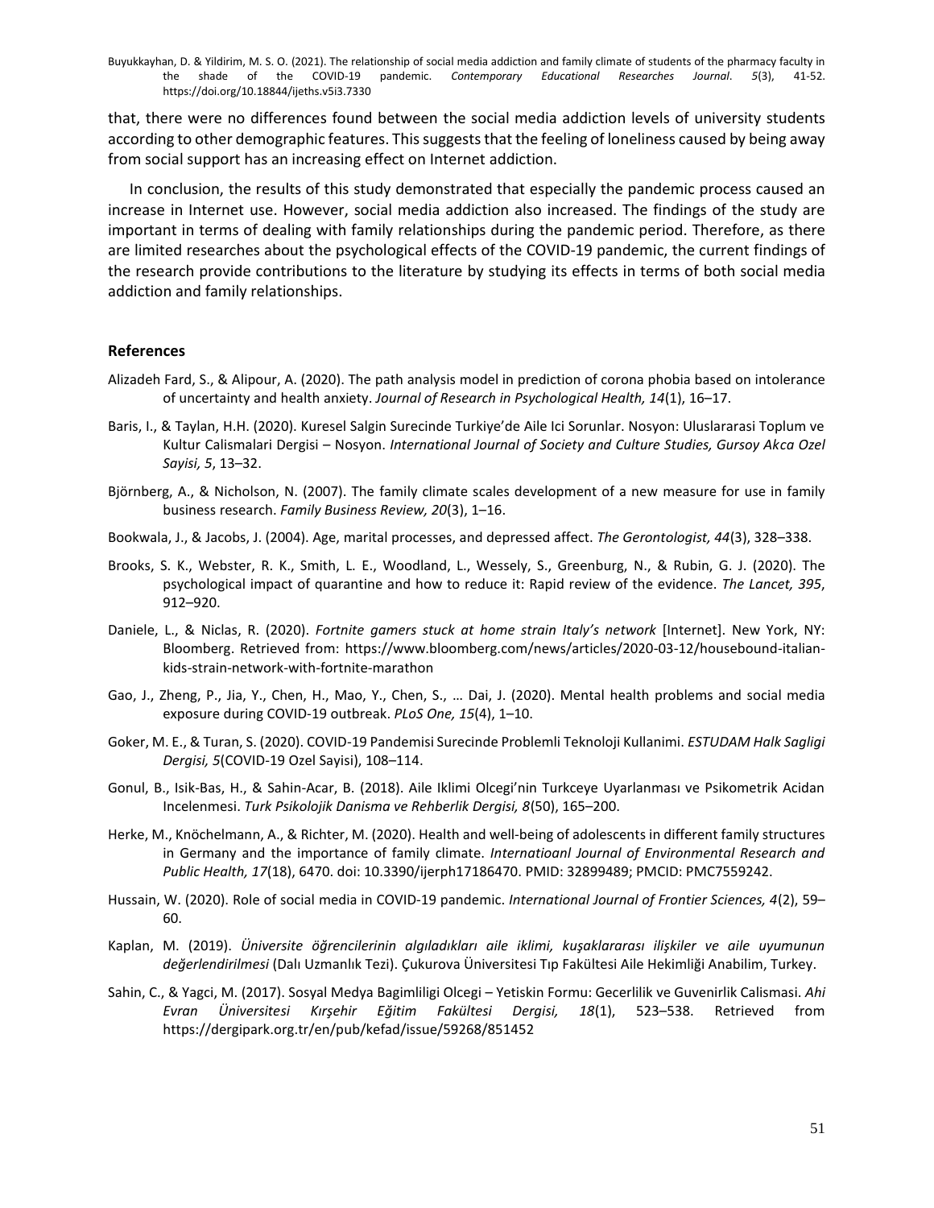that, there were no differences found between the social media addiction levels of university students according to other demographic features. This suggests that the feeling of loneliness caused by being away from social support has an increasing effect on Internet addiction.

In conclusion, the results of this study demonstrated that especially the pandemic process caused an increase in Internet use. However, social media addiction also increased. The findings of the study are important in terms of dealing with family relationships during the pandemic period. Therefore, as there are limited researches about the psychological effects of the COVID-19 pandemic, the current findings of the research provide contributions to the literature by studying its effects in terms of both social media addiction and family relationships.

## References

Alizadeh Fard, S., & Alipour, A. (2020). The path analysis model in prediction of corona phobia based on intolerance of uncertainty and health anxiety. *Journal of Research in Psychological Health, 14*(1), 16–17.

Baris, I., & Taylan, H.H. (2020). Kuresel Salgin Surecinde Turkiye'de Aile Ici Sorunlar. Nosyon: Uluslararasi Toplum ve Kultur Calismalari Dergisi – Nosyon. *International Journal of Society and Culture Studies, Gursoy Akca Ozel Sayisi, 5*, 13–32.

Björnberg, A., & Nicholson, N. (2007). The family climate scales development of a new measure for use in family business research. *Family Business Review, 20*(3), 1–16.

Bookwala, J., & Jacobs, J. (2004). Age, marital processes, and depressed affect. *The Gerontologist, 44*(3), 328–338.

Brooks, S. K., Webster, R. K., Smith, L. E., Woodland, L., Wessely, S., Greenburg, N., & Rubin, G. J. (2020). The psychological impact of quarantine and how to reduce it: Rapid review of the evidence. *The Lancet, 395*, 912–920.

Daniele, L., & Niclas, R. (2020). *Fortnite gamers stuck at home strain Italy's network* [Internet]. New York, NY: Bloomberg. Retrieved from: https://www.bloomberg.com/news/articles/2020-03-12/housebound-italian-kids-strain-network-with-fortnite-marathon

Gao, J., Zheng, P., Jia, Y., Chen, H., Mao, Y., Chen, S., … Dai, J. (2020). Mental health problems and social media exposure during COVID-19 outbreak. *PLoS One, 15*(4), 1–10.

Goker, M. E., & Turan, S. (2020). COVID-19 Pandemisi Surecinde Problemli Teknoloji Kullanimi. *ESTUDAM Halk Sagligi Dergisi, 5*(COVID-19 Ozel Sayisi), 108–114.

Gonul, B., Isik-Bas, H., & Sahin-Acar, B. (2018). Aile Iklimi Olcegi'nin Turkceye Uyarlanması ve Psikometrik Acidan Incelenmesi. *Turk Psikolojik Danisma ve Rehberlik Dergisi, 8*(50), 165–200.

Herke, M., Knöchelmann, A., & Richter, M. (2020). Health and well-being of adolescents in different family structures in Germany and the importance of family climate. *Internatioanl Journal of Environmental Research and Public Health, 17*(18), 6470. doi: 10.3390/ijerph17186470. PMID: 32899489; PMCID: PMC7559242.

Hussain, W. (2020). Role of social media in COVID-19 pandemic. *International Journal of Frontier Sciences, 4*(2), 59–60.

Kaplan, M. (2019). *Üniversite öğrencilerinin algıladıkları aile iklimi, kuşaklararası ilişkiler ve aile uyumunun değerlendirilmesi* (Dalı Uzmanlık Tezi). Çukurova Üniversitesi Tıp Fakültesi Aile Hekimliği Anabilim, Turkey.

Sahin, C., & Yagci, M. (2017). Sosyal Medya Bagimliligi Olcegi – Yetiskin Formu: Gecerlilik ve Guvenirlik Calismasi. *Ahi Evran Üniversitesi Kırşehir Eğitim Fakültesi Dergisi, 18*(1), 523–538. Retrieved from https://dergipark.org.tr/en/pub/kefad/issue/59268/851452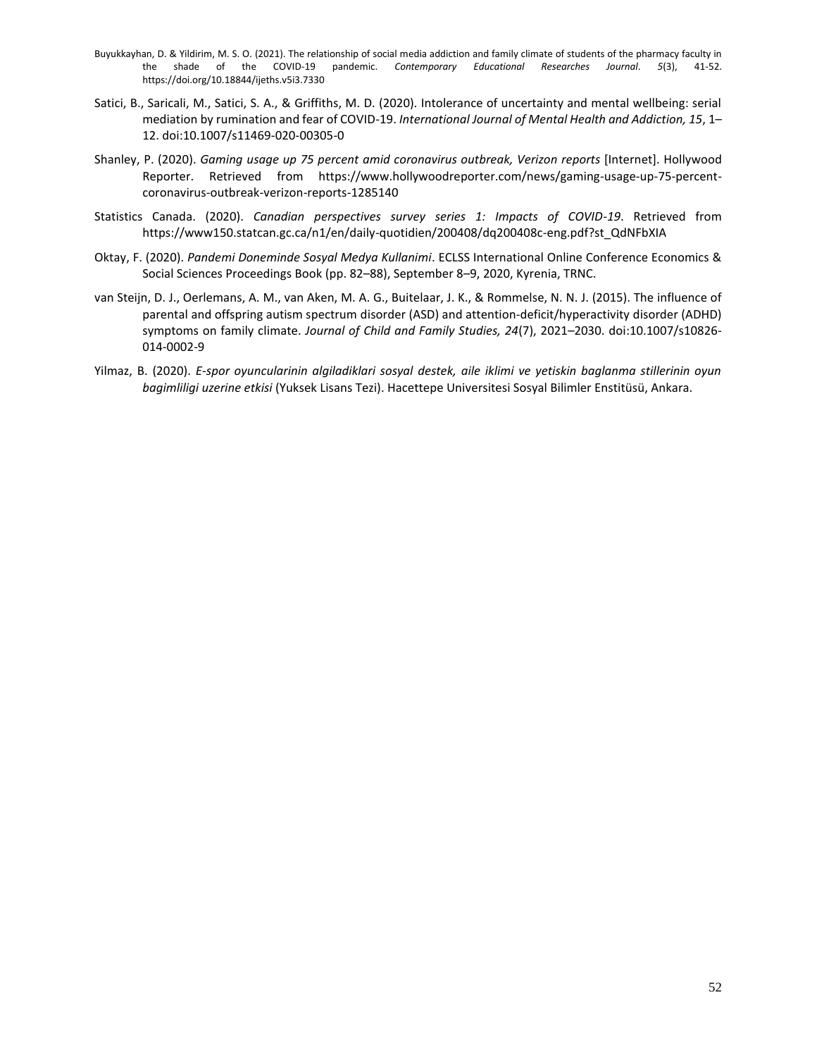Satici, B., Saricali, M., Satici, S. A., & Griffiths, M. D. (2020). Intolerance of uncertainty and mental wellbeing: serial mediation by rumination and fear of COVID-19. *International Journal of Mental Health and Addiction, 15*, 1–12. doi:10.1007/s11469-020-00305-0

Shanley, P. (2020). *Gaming usage up 75 percent amid coronavirus outbreak, Verizon reports* [Internet]. Hollywood Reporter. Retrieved from https://www.hollywoodreporter.com/news/gaming-usage-up-75-percent-coronavirus-outbreak-verizon-reports-1285140

Statistics Canada. (2020). *Canadian perspectives survey series 1: Impacts of COVID-19*. Retrieved from https://www150.statcan.gc.ca/n1/en/daily-quotidien/200408/dq200408c-eng.pdf?st_QdNFbXIA

Oktay, F. (2020). *Pandemi Doneminde Sosyal Medya Kullanimi*. ECLSS International Online Conference Economics & Social Sciences Proceedings Book (pp. 82–88), September 8–9, 2020, Kyrenia, TRNC.

van Steijn, D. J., Oerlemans, A. M., van Aken, M. A. G., Buitelaar, J. K., & Rommelse, N. N. J. (2015). The influence of parental and offspring autism spectrum disorder (ASD) and attention-deficit/hyperactivity disorder (ADHD) symptoms on family climate. *Journal of Child and Family Studies, 24*(7), 2021–2030. doi:10.1007/s10826-014-0002-9

Yilmaz, B. (2020). *E-spor oyuncularinin algiladiklari sosyal destek, aile iklimi ve yetiskin baglanma stillerinin oyun bagimliligi uzerine etkisi* (Yuksek Lisans Tezi). Hacettepe Universitesi Sosyal Bilimler Enstitüsü, Ankara.